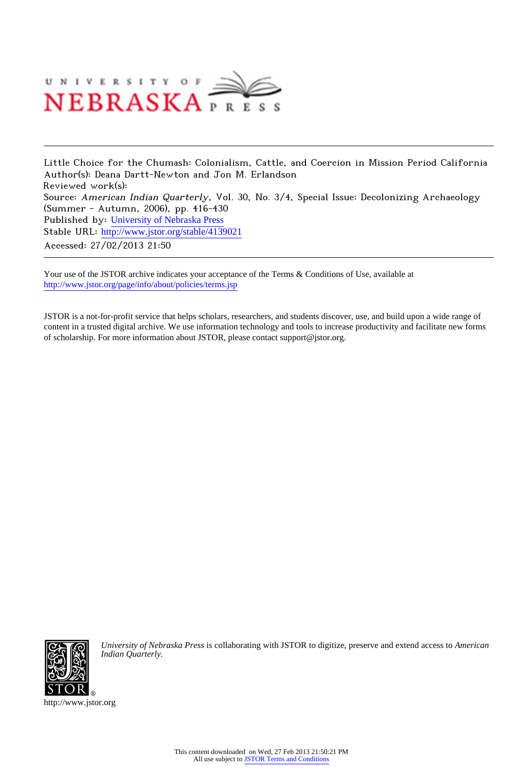UNIVERSITY OF NEBRASKA PRESS

Little Choice for the Chumash: Colonialism, Cattle, and Coercion in Mission Period California
Author(s): Deana Dartt-Newton and Jon M. Erlandson
Reviewed work(s):
Source: *American Indian Quarterly*, Vol. 30, No. 3/4, Special Issue: Decolonizing Archaeology (Summer - Autumn, 2006), pp. 416-430
Published by: University of Nebraska Press
Stable URL: http://www.jstor.org/stable/4139021
Accessed: 27/02/2013 21:50

Your use of the JSTOR archive indicates your acceptance of the Terms & Conditions of Use, available at
http://www.jstor.org/page/info/about/policies/terms.jsp

JSTOR is a not-for-profit service that helps scholars, researchers, and students discover, use, and build upon a wide range of content in a trusted digital archive. We use information technology and tools to increase productivity and facilitate new forms of scholarship. For more information about JSTOR, please contact support@jstor.org.

*University of Nebraska Press* is collaborating with JSTOR to digitize, preserve and extend access to *American Indian Quarterly.*

http://www.jstor.org

This content downloaded on Wed, 27 Feb 2013 21:50:21 PM
All use subject to JSTOR Terms and Conditions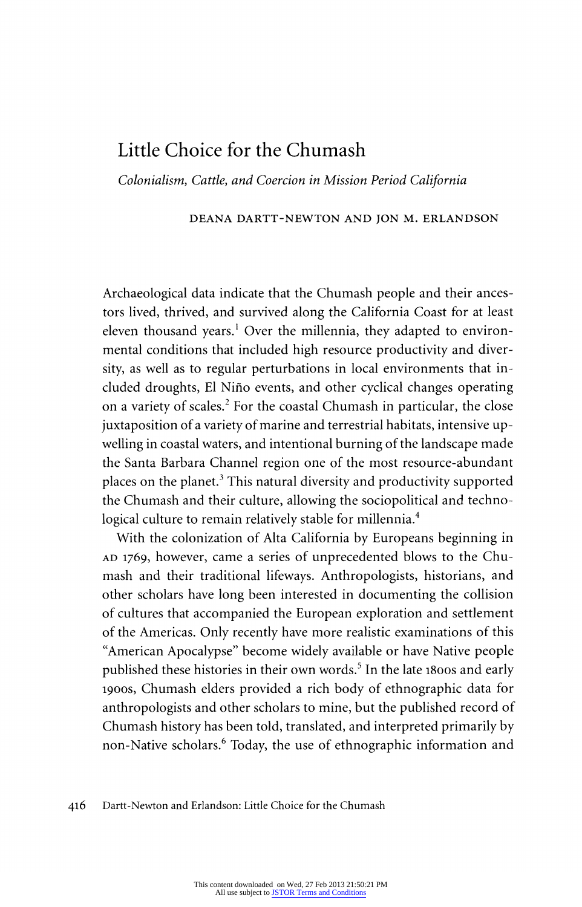# Little Choice for the Chumash

*Colonialism, Cattle, and Coercion in Mission Period California*

DEANA DARTT-NEWTON AND JON M. ERLANDSON

Archaeological data indicate that the Chumash people and their ancestors lived, thrived, and survived along the California Coast for at least eleven thousand years.[1] Over the millennia, they adapted to environmental conditions that included high resource productivity and diversity, as well as to regular perturbations in local environments that included droughts, El Niño events, and other cyclical changes operating on a variety of scales.[2] For the coastal Chumash in particular, the close juxtaposition of a variety of marine and terrestrial habitats, intensive upwelling in coastal waters, and intentional burning of the landscape made the Santa Barbara Channel region one of the most resource-abundant places on the planet.[3] This natural diversity and productivity supported the Chumash and their culture, allowing the sociopolitical and technological culture to remain relatively stable for millennia.[4]

With the colonization of Alta California by Europeans beginning in AD 1769, however, came a series of unprecedented blows to the Chumash and their traditional lifeways. Anthropologists, historians, and other scholars have long been interested in documenting the collision of cultures that accompanied the European exploration and settlement of the Americas. Only recently have more realistic examinations of this "American Apocalypse" become widely available or have Native people published these histories in their own words.[5] In the late 1800s and early 1900s, Chumash elders provided a rich body of ethnographic data for anthropologists and other scholars to mine, but the published record of Chumash history has been told, translated, and interpreted primarily by non-Native scholars.[6] Today, the use of ethnographic information and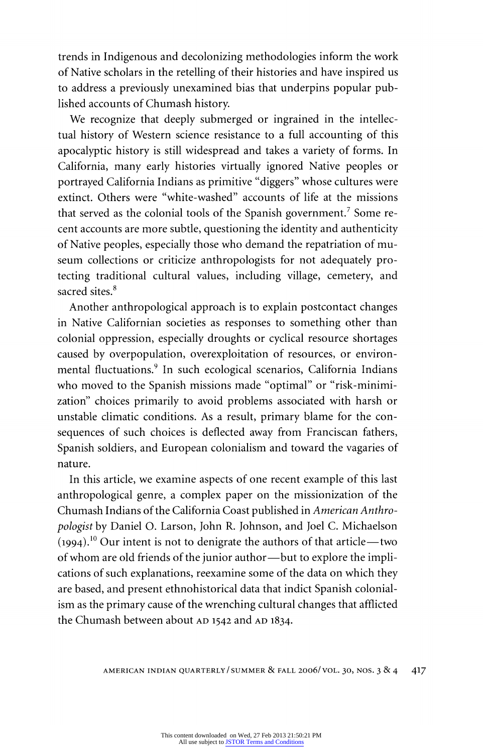trends in Indigenous and decolonizing methodologies inform the work of Native scholars in the retelling of their histories and have inspired us to address a previously unexamined bias that underpins popular published accounts of Chumash history.

We recognize that deeply submerged or ingrained in the intellectual history of Western science resistance to a full accounting of this apocalyptic history is still widespread and takes a variety of forms. In California, many early histories virtually ignored Native peoples or portrayed California Indians as primitive "diggers" whose cultures were extinct. Others were "white-washed" accounts of life at the missions that served as the colonial tools of the Spanish government.[7] Some recent accounts are more subtle, questioning the identity and authenticity of Native peoples, especially those who demand the repatriation of museum collections or criticize anthropologists for not adequately protecting traditional cultural values, including village, cemetery, and sacred sites.[8]

Another anthropological approach is to explain postcontact changes in Native Californian societies as responses to something other than colonial oppression, especially droughts or cyclical resource shortages caused by overpopulation, overexploitation of resources, or environmental fluctuations.[9] In such ecological scenarios, California Indians who moved to the Spanish missions made "optimal" or "risk-minimization" choices primarily to avoid problems associated with harsh or unstable climatic conditions. As a result, primary blame for the consequences of such choices is deflected away from Franciscan fathers, Spanish soldiers, and European colonialism and toward the vagaries of nature.

In this article, we examine aspects of one recent example of this last anthropological genre, a complex paper on the missionization of the Chumash Indians of the California Coast published in *American Anthropologist* by Daniel O. Larson, John R. Johnson, and Joel C. Michaelson (1994).[10] Our intent is not to denigrate the authors of that article—two of whom are old friends of the junior author—but to explore the implications of such explanations, reexamine some of the data on which they are based, and present ethnohistorical data that indict Spanish colonialism as the primary cause of the wrenching cultural changes that afflicted the Chumash between about AD 1542 and AD 1834.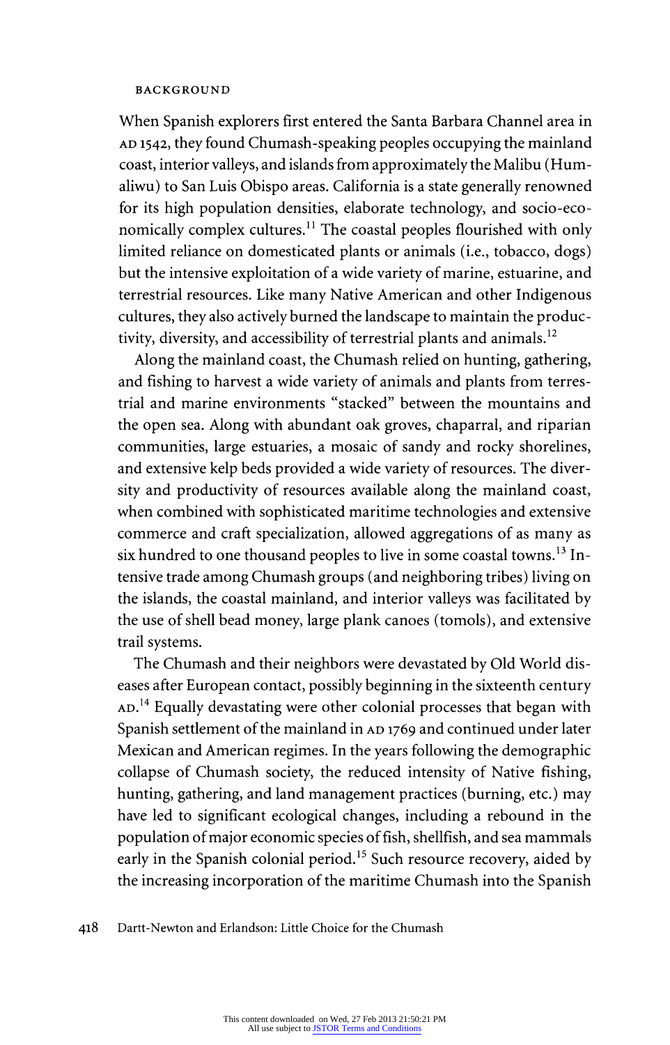## BACKGROUND

When Spanish explorers first entered the Santa Barbara Channel area in AD 1542, they found Chumash-speaking peoples occupying the mainland coast, interior valleys, and islands from approximately the Malibu (Humaliwu) to San Luis Obispo areas. California is a state generally renowned for its high population densities, elaborate technology, and socio-economically complex cultures.[11] The coastal peoples flourished with only limited reliance on domesticated plants or animals (i.e., tobacco, dogs) but the intensive exploitation of a wide variety of marine, estuarine, and terrestrial resources. Like many Native American and other Indigenous cultures, they also actively burned the landscape to maintain the productivity, diversity, and accessibility of terrestrial plants and animals.[12]

Along the mainland coast, the Chumash relied on hunting, gathering, and fishing to harvest a wide variety of animals and plants from terrestrial and marine environments "stacked" between the mountains and the open sea. Along with abundant oak groves, chaparral, and riparian communities, large estuaries, a mosaic of sandy and rocky shorelines, and extensive kelp beds provided a wide variety of resources. The diversity and productivity of resources available along the mainland coast, when combined with sophisticated maritime technologies and extensive commerce and craft specialization, allowed aggregations of as many as six hundred to one thousand peoples to live in some coastal towns.[13] Intensive trade among Chumash groups (and neighboring tribes) living on the islands, the coastal mainland, and interior valleys was facilitated by the use of shell bead money, large plank canoes (tomols), and extensive trail systems.

The Chumash and their neighbors were devastated by Old World diseases after European contact, possibly beginning in the sixteenth century AD.[14] Equally devastating were other colonial processes that began with Spanish settlement of the mainland in AD 1769 and continued under later Mexican and American regimes. In the years following the demographic collapse of Chumash society, the reduced intensity of Native fishing, hunting, gathering, and land management practices (burning, etc.) may have led to significant ecological changes, including a rebound in the population of major economic species of fish, shellfish, and sea mammals early in the Spanish colonial period.[15] Such resource recovery, aided by the increasing incorporation of the maritime Chumash into the Spanish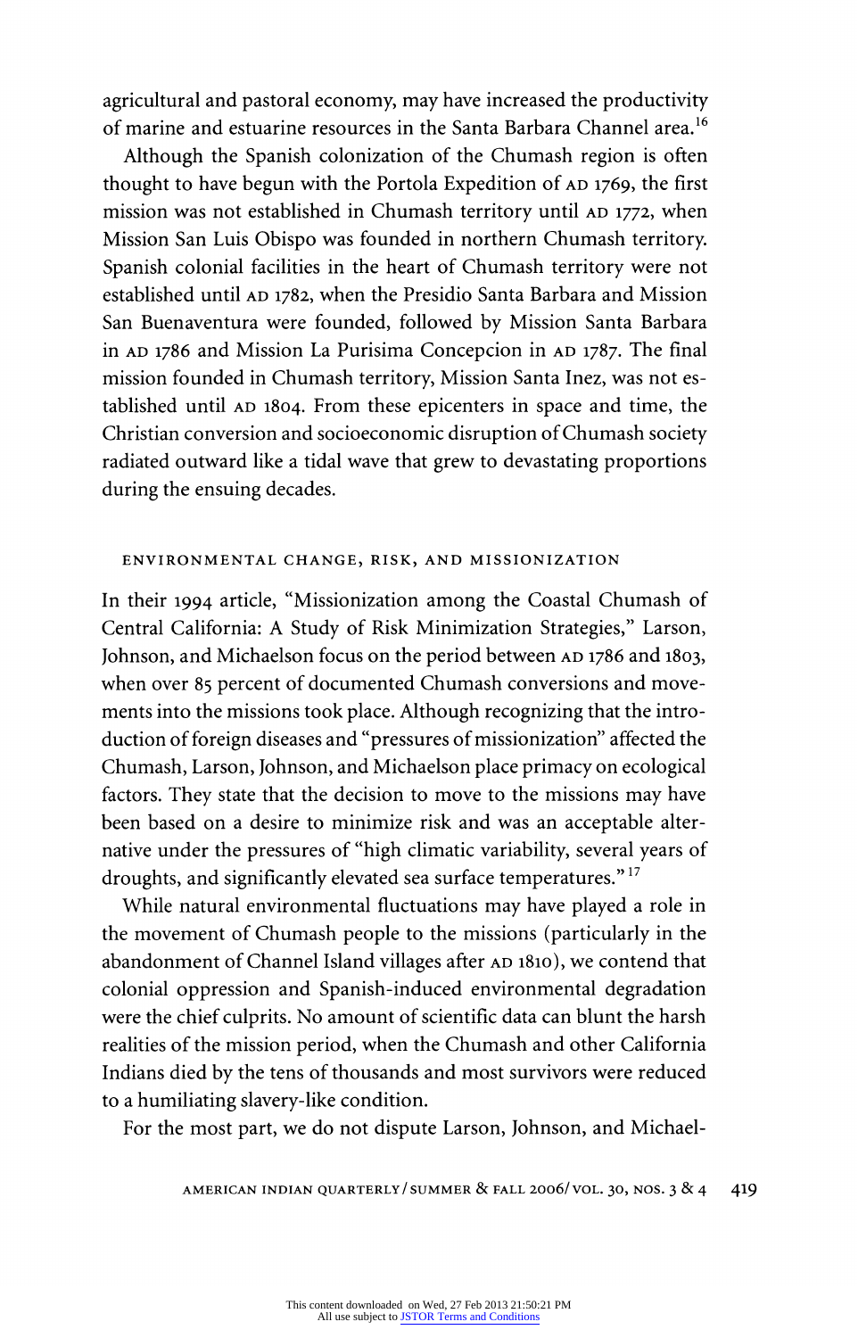agricultural and pastoral economy, may have increased the productivity of marine and estuarine resources in the Santa Barbara Channel area.[16]

Although the Spanish colonization of the Chumash region is often thought to have begun with the Portola Expedition of AD 1769, the first mission was not established in Chumash territory until AD 1772, when Mission San Luis Obispo was founded in northern Chumash territory. Spanish colonial facilities in the heart of Chumash territory were not established until AD 1782, when the Presidio Santa Barbara and Mission San Buenaventura were founded, followed by Mission Santa Barbara in AD 1786 and Mission La Purisima Concepcion in AD 1787. The final mission founded in Chumash territory, Mission Santa Inez, was not established until AD 1804. From these epicenters in space and time, the Christian conversion and socioeconomic disruption of Chumash society radiated outward like a tidal wave that grew to devastating proportions during the ensuing decades.

## ENVIRONMENTAL CHANGE, RISK, AND MISSIONIZATION

In their 1994 article, "Missionization among the Coastal Chumash of Central California: A Study of Risk Minimization Strategies," Larson, Johnson, and Michaelson focus on the period between AD 1786 and 1803, when over 85 percent of documented Chumash conversions and movements into the missions took place. Although recognizing that the introduction of foreign diseases and "pressures of missionization" affected the Chumash, Larson, Johnson, and Michaelson place primacy on ecological factors. They state that the decision to move to the missions may have been based on a desire to minimize risk and was an acceptable alternative under the pressures of "high climatic variability, several years of droughts, and significantly elevated sea surface temperatures."[17]

While natural environmental fluctuations may have played a role in the movement of Chumash people to the missions (particularly in the abandonment of Channel Island villages after AD 1810), we contend that colonial oppression and Spanish-induced environmental degradation were the chief culprits. No amount of scientific data can blunt the harsh realities of the mission period, when the Chumash and other California Indians died by the tens of thousands and most survivors were reduced to a humiliating slavery-like condition.

For the most part, we do not dispute Larson, Johnson, and Michael-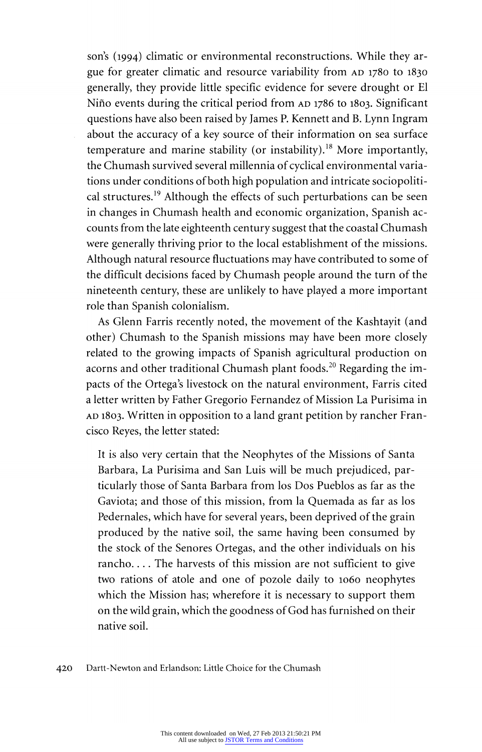son's (1994) climatic or environmental reconstructions. While they argue for greater climatic and resource variability from AD 1780 to 1830 generally, they provide little specific evidence for severe drought or El Niño events during the critical period from AD 1786 to 1803. Significant questions have also been raised by James P. Kennett and B. Lynn Ingram about the accuracy of a key source of their information on sea surface temperature and marine stability (or instability).[18] More importantly, the Chumash survived several millennia of cyclical environmental variations under conditions of both high population and intricate sociopolitical structures.[19] Although the effects of such perturbations can be seen in changes in Chumash health and economic organization, Spanish accounts from the late eighteenth century suggest that the coastal Chumash were generally thriving prior to the local establishment of the missions. Although natural resource fluctuations may have contributed to some of the difficult decisions faced by Chumash people around the turn of the nineteenth century, these are unlikely to have played a more important role than Spanish colonialism.

As Glenn Farris recently noted, the movement of the Kashtayit (and other) Chumash to the Spanish missions may have been more closely related to the growing impacts of Spanish agricultural production on acorns and other traditional Chumash plant foods.[20] Regarding the impacts of the Ortega's livestock on the natural environment, Farris cited a letter written by Father Gregorio Fernandez of Mission La Purisima in AD 1803. Written in opposition to a land grant petition by rancher Francisco Reyes, the letter stated:

> It is also very certain that the Neophytes of the Missions of Santa Barbara, La Purisima and San Luis will be much prejudiced, particularly those of Santa Barbara from los Dos Pueblos as far as the Gaviota; and those of this mission, from la Quemada as far as los Pedernales, which have for several years, been deprived of the grain produced by the native soil, the same having been consumed by the stock of the Senores Ortegas, and the other individuals on his rancho. . . . The harvests of this mission are not sufficient to give two rations of atole and one of pozole daily to 1060 neophytes which the Mission has; wherefore it is necessary to support them on the wild grain, which the goodness of God has furnished on their native soil.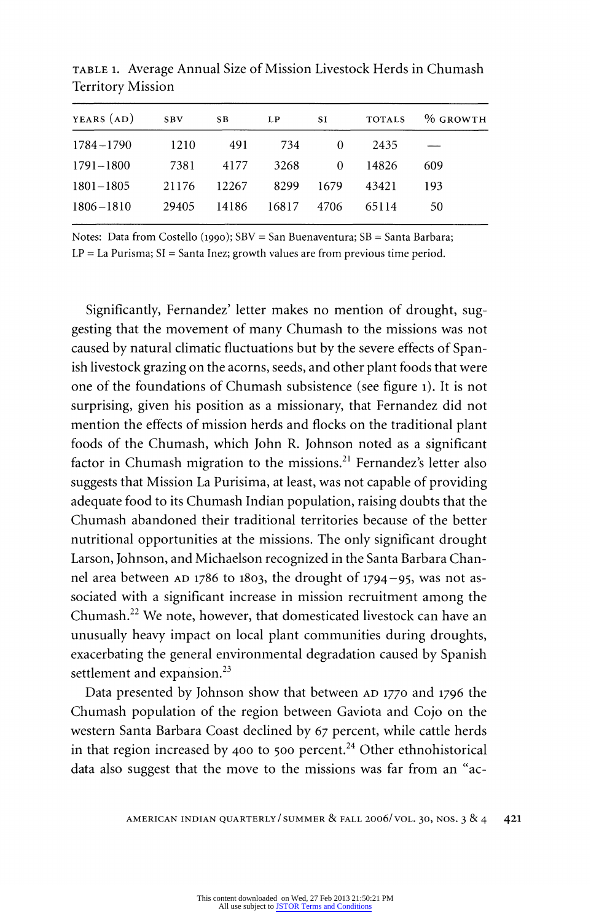TABLE 1. Average Annual Size of Mission Livestock Herds in Chumash Territory Mission

| YEARS (AD) | SBV | SB | LP | SI | TOTALS | % GROWTH |
|---|---|---|---|---|---|---|
| 1784–1790 | 1210 | 491 | 734 | 0 | 2435 | — |
| 1791–1800 | 7381 | 4177 | 3268 | 0 | 14826 | 609 |
| 1801–1805 | 21176 | 12267 | 8299 | 1679 | 43421 | 193 |
| 1806–1810 | 29405 | 14186 | 16817 | 4706 | 65114 | 50 |

Notes: Data from Costello (1990); SBV = San Buenaventura; SB = Santa Barbara; LP = La Purisma; SI = Santa Inez; growth values are from previous time period.

Significantly, Fernandez' letter makes no mention of drought, suggesting that the movement of many Chumash to the missions was not caused by natural climatic fluctuations but by the severe effects of Spanish livestock grazing on the acorns, seeds, and other plant foods that were one of the foundations of Chumash subsistence (see figure 1). It is not surprising, given his position as a missionary, that Fernandez did not mention the effects of mission herds and flocks on the traditional plant foods of the Chumash, which John R. Johnson noted as a significant factor in Chumash migration to the missions.[21] Fernandez's letter also suggests that Mission La Purisima, at least, was not capable of providing adequate food to its Chumash Indian population, raising doubts that the Chumash abandoned their traditional territories because of the better nutritional opportunities at the missions. The only significant drought Larson, Johnson, and Michaelson recognized in the Santa Barbara Channel area between AD 1786 to 1803, the drought of 1794–95, was not associated with a significant increase in mission recruitment among the Chumash.[22] We note, however, that domesticated livestock can have an unusually heavy impact on local plant communities during droughts, exacerbating the general environmental degradation caused by Spanish settlement and expansion.[23]

Data presented by Johnson show that between AD 1770 and 1796 the Chumash population of the region between Gaviota and Cojo on the western Santa Barbara Coast declined by 67 percent, while cattle herds in that region increased by 400 to 500 percent.[24] Other ethnohistorical data also suggest that the move to the missions was far from an "ac-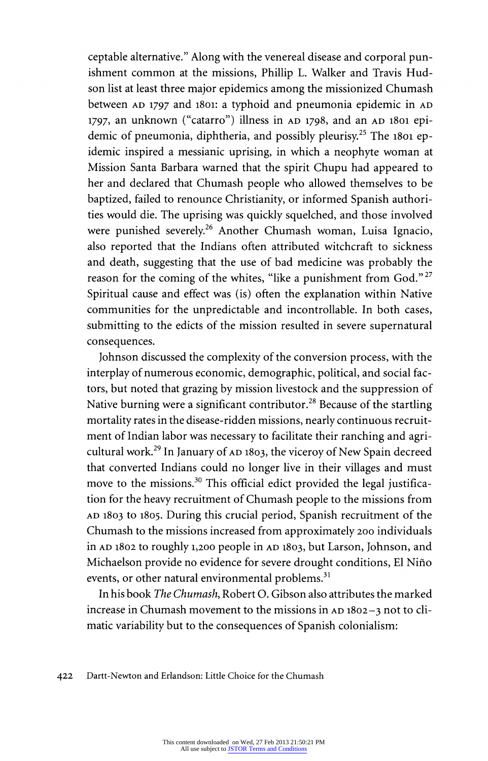ceptable alternative." Along with the venereal disease and corporal punishment common at the missions, Phillip L. Walker and Travis Hudson list at least three major epidemics among the missionized Chumash between AD 1797 and 1801: a typhoid and pneumonia epidemic in AD 1797, an unknown ("catarro") illness in AD 1798, and an AD 1801 epidemic of pneumonia, diphtheria, and possibly pleurisy.[25] The 1801 epidemic inspired a messianic uprising, in which a neophyte woman at Mission Santa Barbara warned that the spirit Chupu had appeared to her and declared that Chumash people who allowed themselves to be baptized, failed to renounce Christianity, or informed Spanish authorities would die. The uprising was quickly squelched, and those involved were punished severely.[26] Another Chumash woman, Luisa Ignacio, also reported that the Indians often attributed witchcraft to sickness and death, suggesting that the use of bad medicine was probably the reason for the coming of the whites, "like a punishment from God."[27] Spiritual cause and effect was (is) often the explanation within Native communities for the unpredictable and incontrollable. In both cases, submitting to the edicts of the mission resulted in severe supernatural consequences.

Johnson discussed the complexity of the conversion process, with the interplay of numerous economic, demographic, political, and social factors, but noted that grazing by mission livestock and the suppression of Native burning were a significant contributor.[28] Because of the startling mortality rates in the disease-ridden missions, nearly continuous recruitment of Indian labor was necessary to facilitate their ranching and agricultural work.[29] In January of AD 1803, the viceroy of New Spain decreed that converted Indians could no longer live in their villages and must move to the missions.[30] This official edict provided the legal justification for the heavy recruitment of Chumash people to the missions from AD 1803 to 1805. During this crucial period, Spanish recruitment of the Chumash to the missions increased from approximately 200 individuals in AD 1802 to roughly 1,200 people in AD 1803, but Larson, Johnson, and Michaelson provide no evidence for severe drought conditions, El Niño events, or other natural environmental problems.[31]

In his book *The Chumash*, Robert O. Gibson also attributes the marked increase in Chumash movement to the missions in AD 1802–3 not to climatic variability but to the consequences of Spanish colonialism: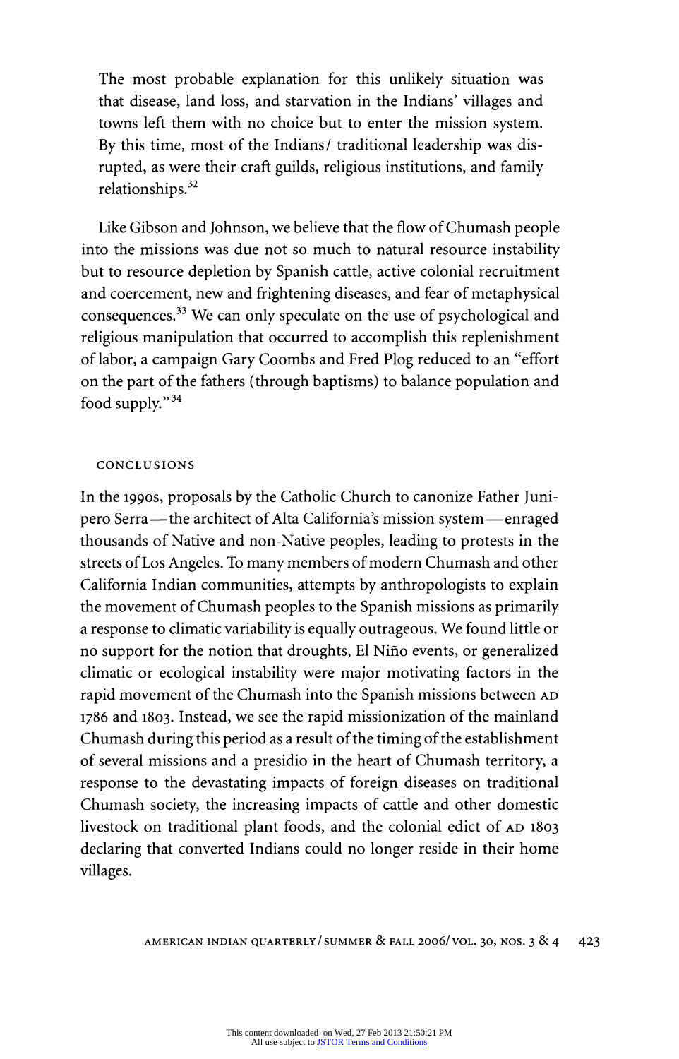> The most probable explanation for this unlikely situation was that disease, land loss, and starvation in the Indians' villages and towns left them with no choice but to enter the mission system. By this time, most of the Indians/ traditional leadership was disrupted, as were their craft guilds, religious institutions, and family relationships.[32]

Like Gibson and Johnson, we believe that the flow of Chumash people into the missions was due not so much to natural resource instability but to resource depletion by Spanish cattle, active colonial recruitment and coercement, new and frightening diseases, and fear of metaphysical consequences.[33] We can only speculate on the use of psychological and religious manipulation that occurred to accomplish this replenishment of labor, a campaign Gary Coombs and Fred Plog reduced to an "effort on the part of the fathers (through baptisms) to balance population and food supply."[34]

## CONCLUSIONS

In the 1990s, proposals by the Catholic Church to canonize Father Junipero Serra—the architect of Alta California's mission system—enraged thousands of Native and non-Native peoples, leading to protests in the streets of Los Angeles. To many members of modern Chumash and other California Indian communities, attempts by anthropologists to explain the movement of Chumash peoples to the Spanish missions as primarily a response to climatic variability is equally outrageous. We found little or no support for the notion that droughts, El Niño events, or generalized climatic or ecological instability were major motivating factors in the rapid movement of the Chumash into the Spanish missions between AD 1786 and 1803. Instead, we see the rapid missionization of the mainland Chumash during this period as a result of the timing of the establishment of several missions and a presidio in the heart of Chumash territory, a response to the devastating impacts of foreign diseases on traditional Chumash society, the increasing impacts of cattle and other domestic livestock on traditional plant foods, and the colonial edict of AD 1803 declaring that converted Indians could no longer reside in their home villages.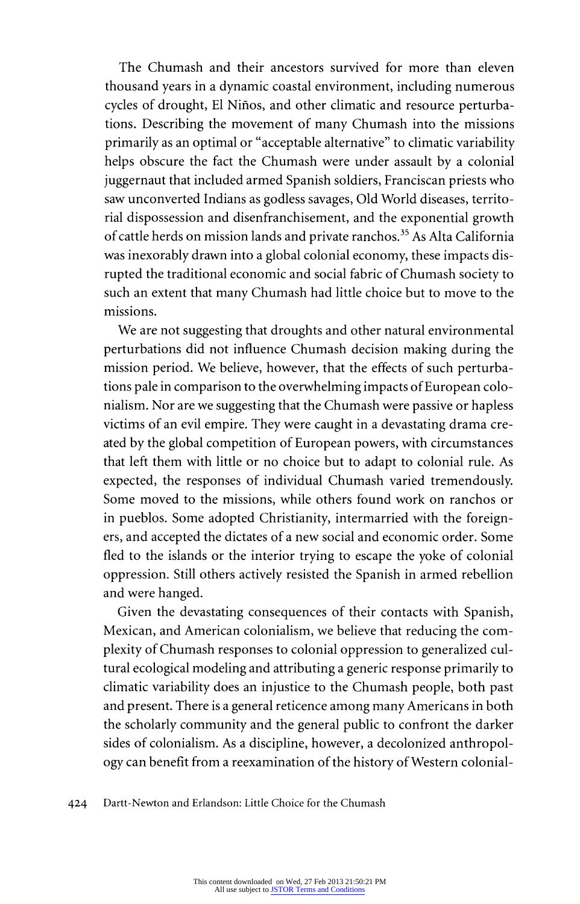The Chumash and their ancestors survived for more than eleven thousand years in a dynamic coastal environment, including numerous cycles of drought, El Niños, and other climatic and resource perturbations. Describing the movement of many Chumash into the missions primarily as an optimal or "acceptable alternative" to climatic variability helps obscure the fact the Chumash were under assault by a colonial juggernaut that included armed Spanish soldiers, Franciscan priests who saw unconverted Indians as godless savages, Old World diseases, territorial dispossession and disenfranchisement, and the exponential growth of cattle herds on mission lands and private ranchos.[35] As Alta California was inexorably drawn into a global colonial economy, these impacts disrupted the traditional economic and social fabric of Chumash society to such an extent that many Chumash had little choice but to move to the missions.

We are not suggesting that droughts and other natural environmental perturbations did not influence Chumash decision making during the mission period. We believe, however, that the effects of such perturbations pale in comparison to the overwhelming impacts of European colonialism. Nor are we suggesting that the Chumash were passive or hapless victims of an evil empire. They were caught in a devastating drama created by the global competition of European powers, with circumstances that left them with little or no choice but to adapt to colonial rule. As expected, the responses of individual Chumash varied tremendously. Some moved to the missions, while others found work on ranchos or in pueblos. Some adopted Christianity, intermarried with the foreigners, and accepted the dictates of a new social and economic order. Some fled to the islands or the interior trying to escape the yoke of colonial oppression. Still others actively resisted the Spanish in armed rebellion and were hanged.

Given the devastating consequences of their contacts with Spanish, Mexican, and American colonialism, we believe that reducing the complexity of Chumash responses to colonial oppression to generalized cultural ecological modeling and attributing a generic response primarily to climatic variability does an injustice to the Chumash people, both past and present. There is a general reticence among many Americans in both the scholarly community and the general public to confront the darker sides of colonialism. As a discipline, however, a decolonized anthropology can benefit from a reexamination of the history of Western colonial-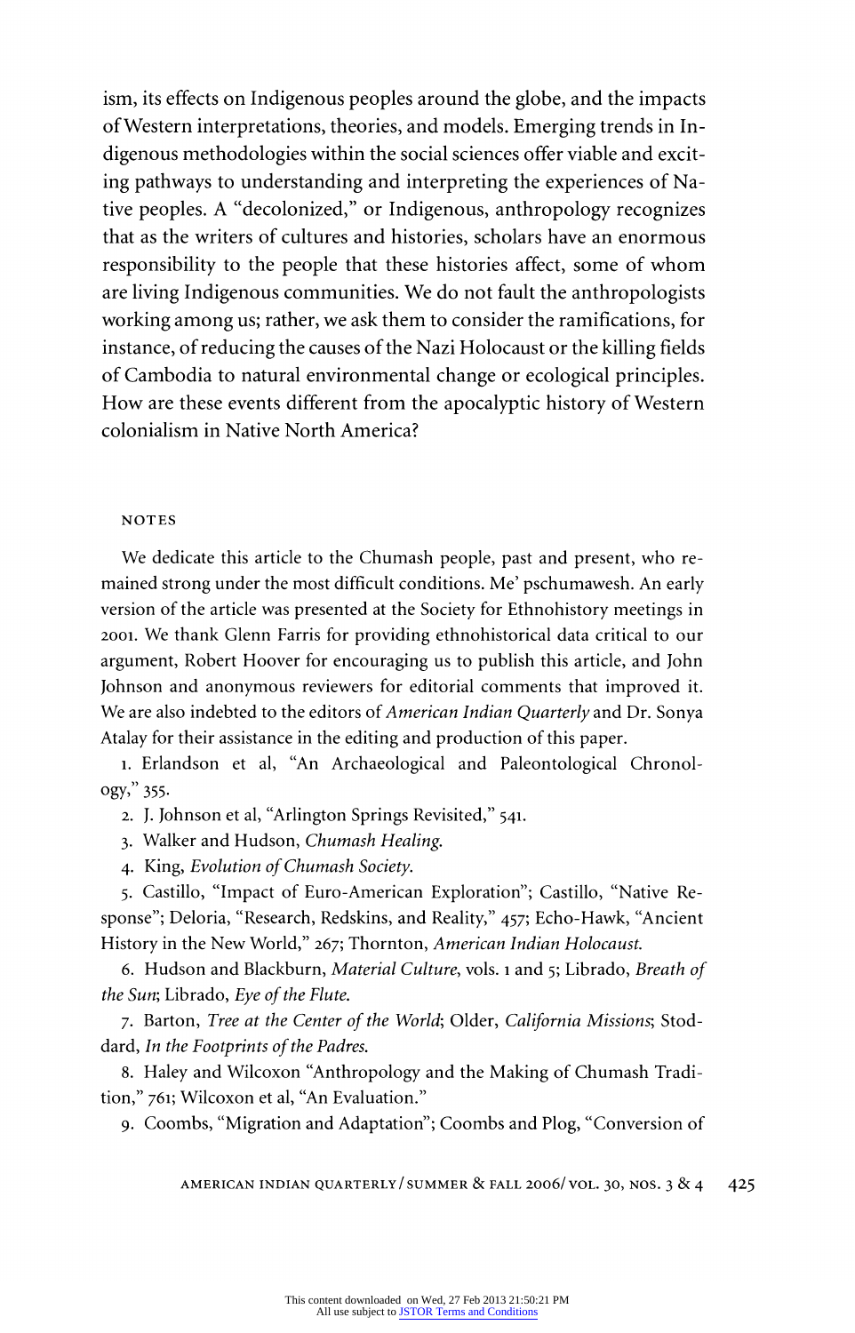ism, its effects on Indigenous peoples around the globe, and the impacts of Western interpretations, theories, and models. Emerging trends in Indigenous methodologies within the social sciences offer viable and exciting pathways to understanding and interpreting the experiences of Native peoples. A "decolonized," or Indigenous, anthropology recognizes that as the writers of cultures and histories, scholars have an enormous responsibility to the people that these histories affect, some of whom are living Indigenous communities. We do not fault the anthropologists working among us; rather, we ask them to consider the ramifications, for instance, of reducing the causes of the Nazi Holocaust or the killing fields of Cambodia to natural environmental change or ecological principles. How are these events different from the apocalyptic history of Western colonialism in Native North America?

## NOTES

We dedicate this article to the Chumash people, past and present, who remained strong under the most difficult conditions. Me' pschumawesh. An early version of the article was presented at the Society for Ethnohistory meetings in 2001. We thank Glenn Farris for providing ethnohistorical data critical to our argument, Robert Hoover for encouraging us to publish this article, and John Johnson and anonymous reviewers for editorial comments that improved it. We are also indebted to the editors of *American Indian Quarterly* and Dr. Sonya Atalay for their assistance in the editing and production of this paper.

1. Erlandson et al, "An Archaeological and Paleontological Chronology," 355.
2. J. Johnson et al, "Arlington Springs Revisited," 541.
3. Walker and Hudson, *Chumash Healing*.
4. King, *Evolution of Chumash Society*.
5. Castillo, "Impact of Euro-American Exploration"; Castillo, "Native Response"; Deloria, "Research, Redskins, and Reality," 457; Echo-Hawk, "Ancient History in the New World," 267; Thornton, *American Indian Holocaust*.
6. Hudson and Blackburn, *Material Culture*, vols. 1 and 5; Librado, *Breath of the Sun*; Librado, *Eye of the Flute*.
7. Barton, *Tree at the Center of the World*; Older, *California Missions*; Stoddard, *In the Footprints of the Padres*.
8. Haley and Wilcoxon "Anthropology and the Making of Chumash Tradition," 761; Wilcoxon et al, "An Evaluation."
9. Coombs, "Migration and Adaptation"; Coombs and Plog, "Conversion of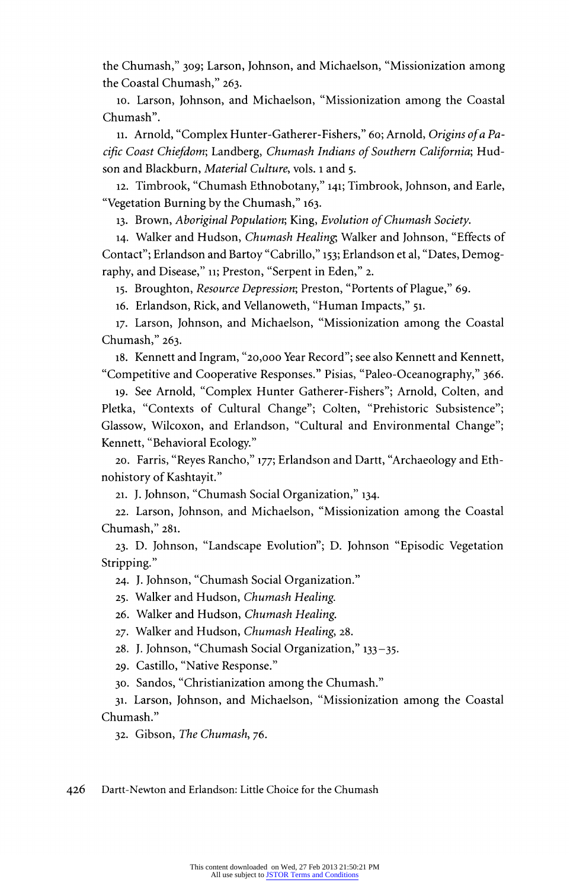the Chumash," 309; Larson, Johnson, and Michaelson, "Missionization among the Coastal Chumash," 263.

10. Larson, Johnson, and Michaelson, "Missionization among the Coastal Chumash".

11. Arnold, "Complex Hunter-Gatherer-Fishers," 60; Arnold, *Origins of a Pacific Coast Chiefdom*; Landberg, *Chumash Indians of Southern California*; Hudson and Blackburn, *Material Culture*, vols. 1 and 5.

12. Timbrook, "Chumash Ethnobotany," 141; Timbrook, Johnson, and Earle, "Vegetation Burning by the Chumash," 163.

13. Brown, *Aboriginal Population*; King, *Evolution of Chumash Society*.

14. Walker and Hudson, *Chumash Healing*; Walker and Johnson, "Effects of Contact"; Erlandson and Bartoy "Cabrillo," 153; Erlandson et al, "Dates, Demography, and Disease," 11; Preston, "Serpent in Eden," 2.

15. Broughton, *Resource Depression*; Preston, "Portents of Plague," 69.

16. Erlandson, Rick, and Vellanoweth, "Human Impacts," 51.

17. Larson, Johnson, and Michaelson, "Missionization among the Coastal Chumash," 263.

18. Kennett and Ingram, "20,000 Year Record"; see also Kennett and Kennett, "Competitive and Cooperative Responses." Pisias, "Paleo-Oceanography," 366.

19. See Arnold, "Complex Hunter Gatherer-Fishers"; Arnold, Colten, and Pletka, "Contexts of Cultural Change"; Colten, "Prehistoric Subsistence"; Glassow, Wilcoxon, and Erlandson, "Cultural and Environmental Change"; Kennett, "Behavioral Ecology."

20. Farris, "Reyes Rancho," 177; Erlandson and Dartt, "Archaeology and Ethnohistory of Kashtayit."

21. J. Johnson, "Chumash Social Organization," 134.

22. Larson, Johnson, and Michaelson, "Missionization among the Coastal Chumash," 281.

23. D. Johnson, "Landscape Evolution"; D. Johnson "Episodic Vegetation Stripping."

24. J. Johnson, "Chumash Social Organization."

25. Walker and Hudson, *Chumash Healing*.

26. Walker and Hudson, *Chumash Healing*.

27. Walker and Hudson, *Chumash Healing*, 28.

28. J. Johnson, "Chumash Social Organization," 133–35.

29. Castillo, "Native Response."

30. Sandos, "Christianization among the Chumash."

31. Larson, Johnson, and Michaelson, "Missionization among the Coastal Chumash."

32. Gibson, *The Chumash*, 76.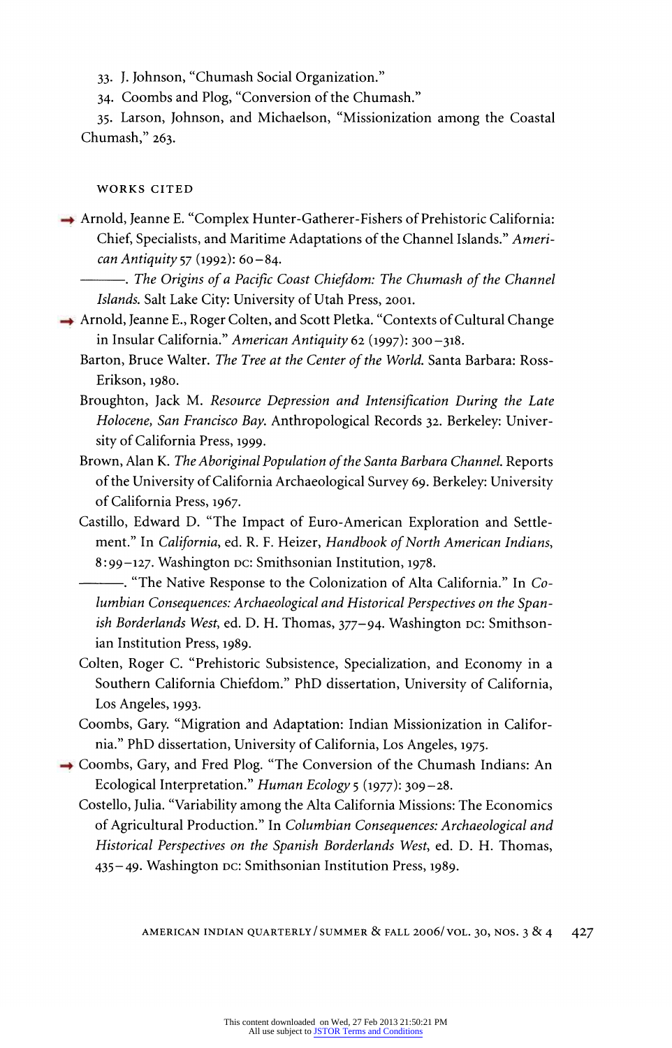33. J. Johnson, "Chumash Social Organization."

34. Coombs and Plog, "Conversion of the Chumash."

35. Larson, Johnson, and Michaelson, "Missionization among the Coastal Chumash," 263.

## WORKS CITED

Arnold, Jeanne E. "Complex Hunter-Gatherer-Fishers of Prehistoric California: Chief, Specialists, and Maritime Adaptations of the Channel Islands." *American Antiquity* 57 (1992): 60–84.

———. *The Origins of a Pacific Coast Chiefdom: The Chumash of the Channel Islands.* Salt Lake City: University of Utah Press, 2001.

Arnold, Jeanne E., Roger Colten, and Scott Pletka. "Contexts of Cultural Change in Insular California." *American Antiquity* 62 (1997): 300–318.

Barton, Bruce Walter. *The Tree at the Center of the World.* Santa Barbara: Ross-Erikson, 1980.

Broughton, Jack M. *Resource Depression and Intensification During the Late Holocene, San Francisco Bay.* Anthropological Records 32. Berkeley: University of California Press, 1999.

Brown, Alan K. *The Aboriginal Population of the Santa Barbara Channel.* Reports of the University of California Archaeological Survey 69. Berkeley: University of California Press, 1967.

Castillo, Edward D. "The Impact of Euro-American Exploration and Settlement." In *California*, ed. R. F. Heizer, *Handbook of North American Indians*, 8:99–127. Washington DC: Smithsonian Institution, 1978.

———. "The Native Response to the Colonization of Alta California." In *Columbian Consequences: Archaeological and Historical Perspectives on the Spanish Borderlands West*, ed. D. H. Thomas, 377–94. Washington DC: Smithsonian Institution Press, 1989.

Colten, Roger C. "Prehistoric Subsistence, Specialization, and Economy in a Southern California Chiefdom." PhD dissertation, University of California, Los Angeles, 1993.

Coombs, Gary. "Migration and Adaptation: Indian Missionization in California." PhD dissertation, University of California, Los Angeles, 1975.

Coombs, Gary, and Fred Plog. "The Conversion of the Chumash Indians: An Ecological Interpretation." *Human Ecology* 5 (1977): 309–28.

Costello, Julia. "Variability among the Alta California Missions: The Economics of Agricultural Production." In *Columbian Consequences: Archaeological and Historical Perspectives on the Spanish Borderlands West*, ed. D. H. Thomas, 435–49. Washington DC: Smithsonian Institution Press, 1989.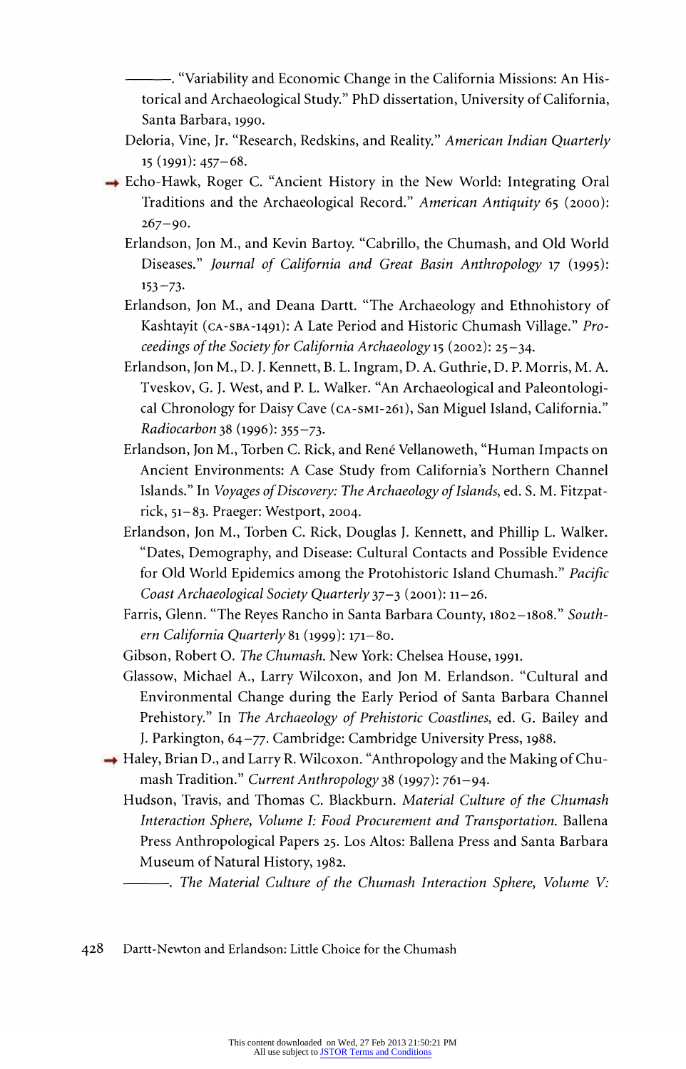———. "Variability and Economic Change in the California Missions: An Historical and Archaeological Study." PhD dissertation, University of California, Santa Barbara, 1990.

Deloria, Vine, Jr. "Research, Redskins, and Reality." *American Indian Quarterly* 15 (1991): 457–68.

→ Echo-Hawk, Roger C. "Ancient History in the New World: Integrating Oral Traditions and the Archaeological Record." *American Antiquity* 65 (2000): 267–90.

Erlandson, Jon M., and Kevin Bartoy. "Cabrillo, the Chumash, and Old World Diseases." *Journal of California and Great Basin Anthropology* 17 (1995): 153–73.

Erlandson, Jon M., and Deana Dartt. "The Archaeology and Ethnohistory of Kashtayit (CA-SBA-1491): A Late Period and Historic Chumash Village." *Proceedings of the Society for California Archaeology* 15 (2002): 25–34.

Erlandson, Jon M., D. J. Kennett, B. L. Ingram, D. A. Guthrie, D. P. Morris, M. A. Tveskov, G. J. West, and P. L. Walker. "An Archaeological and Paleontological Chronology for Daisy Cave (CA-SMI-261), San Miguel Island, California." *Radiocarbon* 38 (1996): 355–73.

Erlandson, Jon M., Torben C. Rick, and René Vellanoweth, "Human Impacts on Ancient Environments: A Case Study from California's Northern Channel Islands." In *Voyages of Discovery: The Archaeology of Islands*, ed. S. M. Fitzpatrick, 51–83. Praeger: Westport, 2004.

Erlandson, Jon M., Torben C. Rick, Douglas J. Kennett, and Phillip L. Walker. "Dates, Demography, and Disease: Cultural Contacts and Possible Evidence for Old World Epidemics among the Protohistoric Island Chumash." *Pacific Coast Archaeological Society Quarterly* 37–3 (2001): 11–26.

Farris, Glenn. "The Reyes Rancho in Santa Barbara County, 1802–1808." *Southern California Quarterly* 81 (1999): 171–80.

Gibson, Robert O. *The Chumash*. New York: Chelsea House, 1991.

Glassow, Michael A., Larry Wilcoxon, and Jon M. Erlandson. "Cultural and Environmental Change during the Early Period of Santa Barbara Channel Prehistory." In *The Archaeology of Prehistoric Coastlines*, ed. G. Bailey and J. Parkington, 64–77. Cambridge: Cambridge University Press, 1988.

→ Haley, Brian D., and Larry R. Wilcoxon. "Anthropology and the Making of Chumash Tradition." *Current Anthropology* 38 (1997): 761–94.

Hudson, Travis, and Thomas C. Blackburn. *Material Culture of the Chumash Interaction Sphere, Volume I: Food Procurement and Transportation*. Ballena Press Anthropological Papers 25. Los Altos: Ballena Press and Santa Barbara Museum of Natural History, 1982.

———. *The Material Culture of the Chumash Interaction Sphere, Volume V:*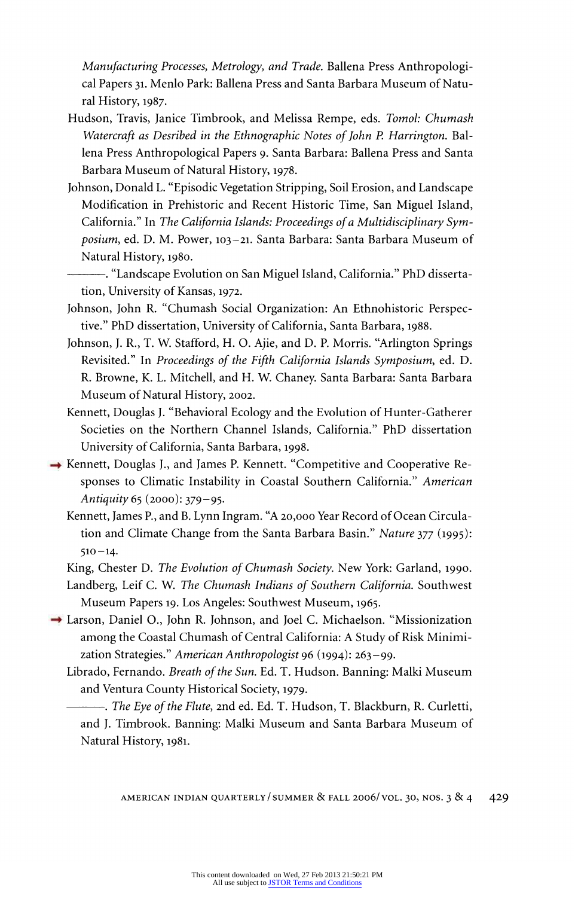*Manufacturing Processes, Metrology, and Trade*. Ballena Press Anthropological Papers 31. Menlo Park: Ballena Press and Santa Barbara Museum of Natural History, 1987.

Hudson, Travis, Janice Timbrook, and Melissa Rempe, eds. *Tomol: Chumash Watercraft as Desribed in the Ethnographic Notes of John P. Harrington*. Ballena Press Anthropological Papers 9. Santa Barbara: Ballena Press and Santa Barbara Museum of Natural History, 1978.

Johnson, Donald L. "Episodic Vegetation Stripping, Soil Erosion, and Landscape Modification in Prehistoric and Recent Historic Time, San Miguel Island, California." In *The California Islands: Proceedings of a Multidisciplinary Symposium*, ed. D. M. Power, 103–21. Santa Barbara: Santa Barbara Museum of Natural History, 1980.

———. "Landscape Evolution on San Miguel Island, California." PhD dissertation, University of Kansas, 1972.

Johnson, John R. "Chumash Social Organization: An Ethnohistoric Perspective." PhD dissertation, University of California, Santa Barbara, 1988.

Johnson, J. R., T. W. Stafford, H. O. Ajie, and D. P. Morris. "Arlington Springs Revisited." In *Proceedings of the Fifth California Islands Symposium*, ed. D. R. Browne, K. L. Mitchell, and H. W. Chaney. Santa Barbara: Santa Barbara Museum of Natural History, 2002.

Kennett, Douglas J. "Behavioral Ecology and the Evolution of Hunter-Gatherer Societies on the Northern Channel Islands, California." PhD dissertation University of California, Santa Barbara, 1998.

Kennett, Douglas J., and James P. Kennett. "Competitive and Cooperative Responses to Climatic Instability in Coastal Southern California." *American Antiquity* 65 (2000): 379–95.

Kennett, James P., and B. Lynn Ingram. "A 20,000 Year Record of Ocean Circulation and Climate Change from the Santa Barbara Basin." *Nature* 377 (1995): 510–14.

King, Chester D. *The Evolution of Chumash Society*. New York: Garland, 1990.

Landberg, Leif C. W. *The Chumash Indians of Southern California*. Southwest Museum Papers 19. Los Angeles: Southwest Museum, 1965.

Larson, Daniel O., John R. Johnson, and Joel C. Michaelson. "Missionization among the Coastal Chumash of Central California: A Study of Risk Minimization Strategies." *American Anthropologist* 96 (1994): 263–99.

Librado, Fernando. *Breath of the Sun*. Ed. T. Hudson. Banning: Malki Museum and Ventura County Historical Society, 1979.

———. *The Eye of the Flute*, 2nd ed. Ed. T. Hudson, T. Blackburn, R. Curletti, and J. Timbrook. Banning: Malki Museum and Santa Barbara Museum of Natural History, 1981.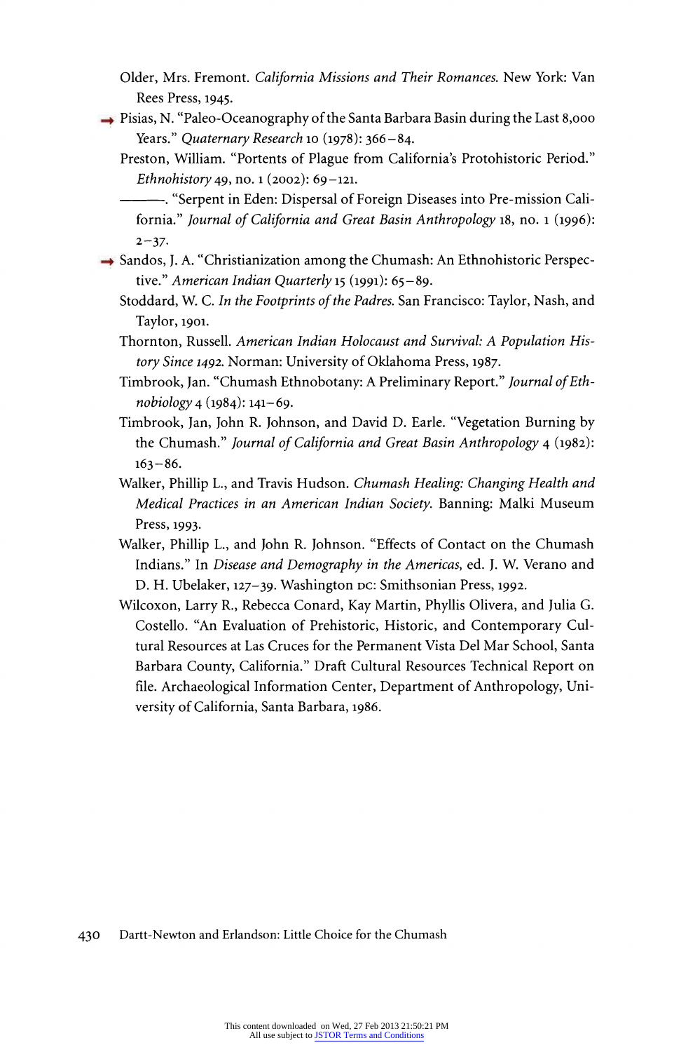Older, Mrs. Fremont. *California Missions and Their Romances.* New York: Van Rees Press, 1945.

Pisias, N. "Paleo-Oceanography of the Santa Barbara Basin during the Last 8,000 Years." *Quaternary Research* 10 (1978): 366–84.

Preston, William. "Portents of Plague from California's Protohistoric Period." *Ethnohistory* 49, no. 1 (2002): 69–121.

———. "Serpent in Eden: Dispersal of Foreign Diseases into Pre-mission California." *Journal of California and Great Basin Anthropology* 18, no. 1 (1996): 2–37.

Sandos, J. A. "Christianization among the Chumash: An Ethnohistoric Perspective." *American Indian Quarterly* 15 (1991): 65–89.

Stoddard, W. C. *In the Footprints of the Padres.* San Francisco: Taylor, Nash, and Taylor, 1901.

Thornton, Russell. *American Indian Holocaust and Survival: A Population History Since 1492.* Norman: University of Oklahoma Press, 1987.

Timbrook, Jan. "Chumash Ethnobotany: A Preliminary Report." *Journal of Ethnobiology* 4 (1984): 141–69.

Timbrook, Jan, John R. Johnson, and David D. Earle. "Vegetation Burning by the Chumash." *Journal of California and Great Basin Anthropology* 4 (1982): 163–86.

Walker, Phillip L., and Travis Hudson. *Chumash Healing: Changing Health and Medical Practices in an American Indian Society.* Banning: Malki Museum Press, 1993.

Walker, Phillip L., and John R. Johnson. "Effects of Contact on the Chumash Indians." In *Disease and Demography in the Americas*, ed. J. W. Verano and D. H. Ubelaker, 127–39. Washington DC: Smithsonian Press, 1992.

Wilcoxon, Larry R., Rebecca Conard, Kay Martin, Phyllis Olivera, and Julia G. Costello. "An Evaluation of Prehistoric, Historic, and Contemporary Cultural Resources at Las Cruces for the Permanent Vista Del Mar School, Santa Barbara County, California." Draft Cultural Resources Technical Report on file. Archaeological Information Center, Department of Anthropology, University of California, Santa Barbara, 1986.